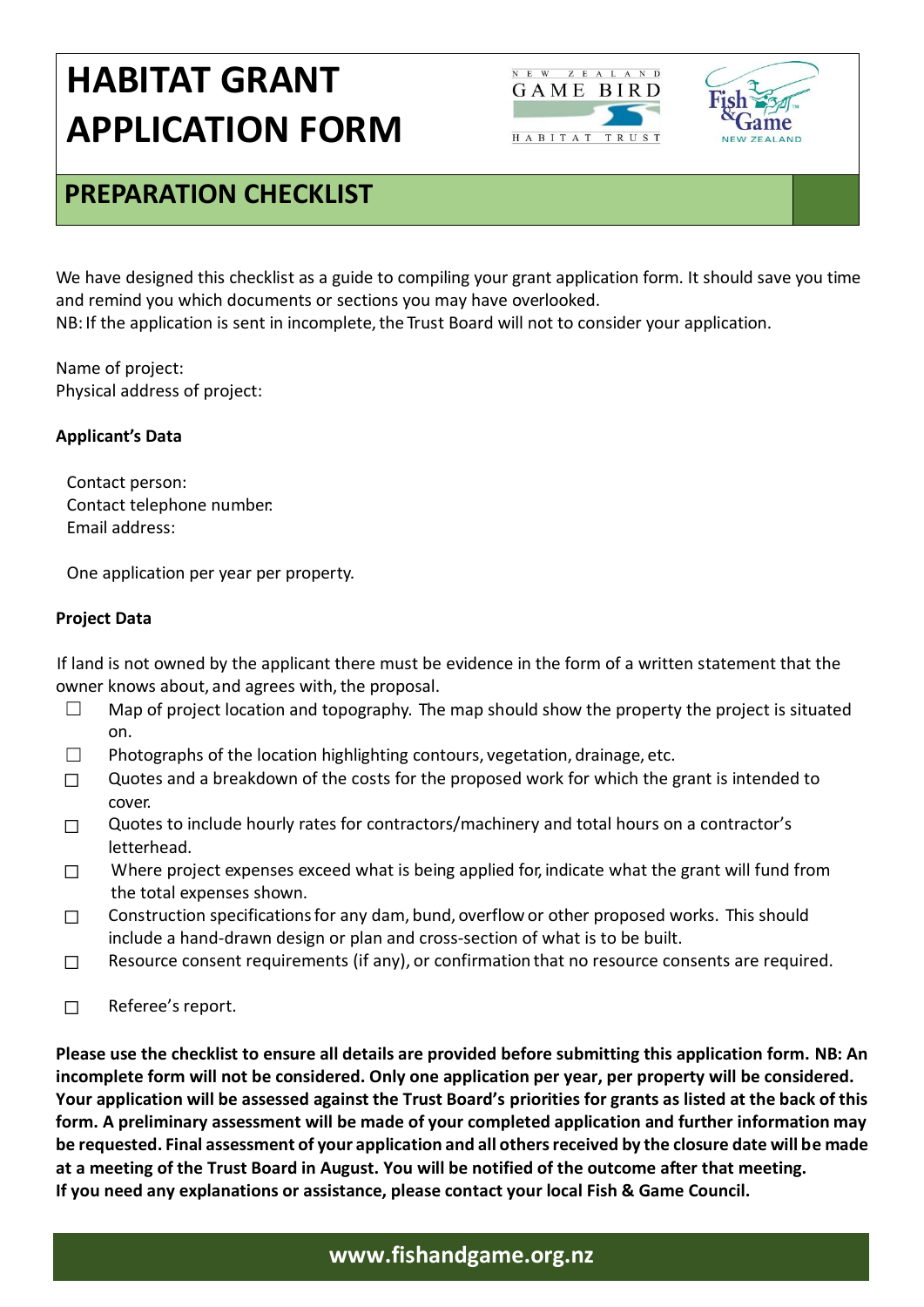# HABITAT GRANT APPLICATION FORM

## PREPARATION CHECKLIST

We have designed this checklist as a guide to compiling your grant application form. It should save you time and remind you which documents or sections you may have overlooked.
NB: If the application is sent in incomplete, the Trust Board will not to consider your application.

Name of project:
Physical address of project:

**Applicant's Data**

Contact person:
Contact telephone number:
Email address:

One application per year per property.

**Project Data**

If land is not owned by the applicant there must be evidence in the form of a written statement that the owner knows about, and agrees with, the proposal.

- ☐ Map of project location and topography. The map should show the property the project is situated on.
- ☐ Photographs of the location highlighting contours, vegetation, drainage, etc.
- ☐ Quotes and a breakdown of the costs for the proposed work for which the grant is intended to cover.
- ☐ Quotes to include hourly rates for contractors/machinery and total hours on a contractor's letterhead.
- ☐ Where project expenses exceed what is being applied for, indicate what the grant will fund from the total expenses shown.
- ☐ Construction specifications for any dam, bund, overflow or other proposed works. This should include a hand-drawn design or plan and cross-section of what is to be built.
- ☐ Resource consent requirements (if any), or confirmation that no resource consents are required.
- ☐ Referee's report.

**Please use the checklist to ensure all details are provided before submitting this application form. NB: An incomplete form will not be considered. Only one application per year, per property will be considered. Your application will be assessed against the Trust Board's priorities for grants as listed at the back of this form. A preliminary assessment will be made of your completed application and further information may be requested. Final assessment of your application and all others received by the closure date will be made at a meeting of the Trust Board in August. You will be notified of the outcome after that meeting. If you need any explanations or assistance, please contact your local Fish & Game Council.**

www.fishandgame.org.nz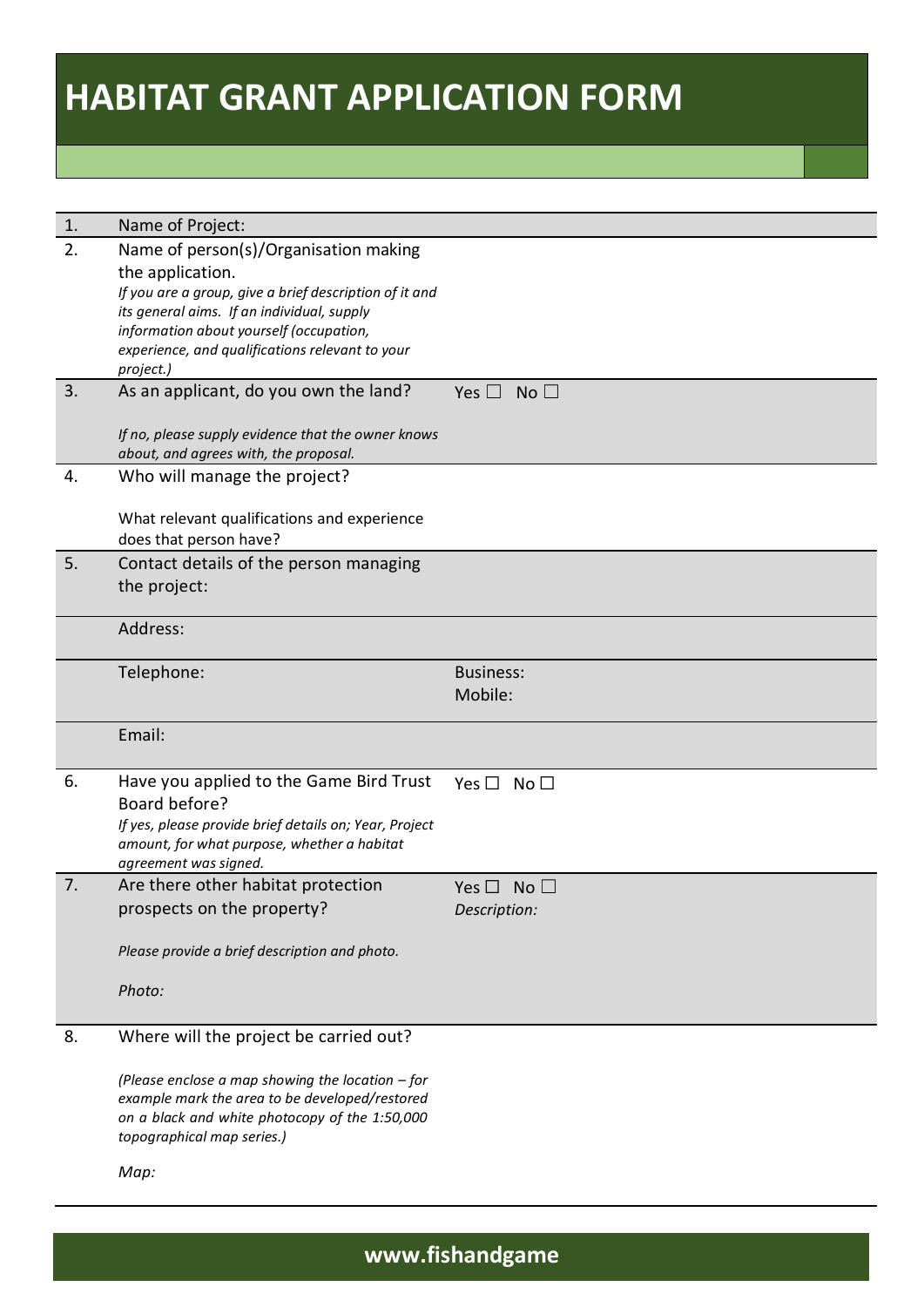# HABITAT GRANT APPLICATION FORM

| | | |
|---|---|---|
| 1. | Name of Project: | |
| 2. | Name of person(s)/Organisation making the application.<br>*If you are a group, give a brief description of it and its general aims. If an individual, supply information about yourself (occupation, experience, and qualifications relevant to your project.)* | |
| 3. | As an applicant, do you own the land?<br><br>*If no, please supply evidence that the owner knows about, and agrees with, the proposal.* | Yes ☐ No ☐ |
| 4. | Who will manage the project?<br><br>What relevant qualifications and experience does that person have? | |
| 5. | Contact details of the person managing the project: | |
| | Address: | |
| | Telephone: | Business:<br>Mobile: |
| | Email: | |
| 6. | Have you applied to the Game Bird Trust Board before?<br>*If yes, please provide brief details on; Year, Project amount, for what purpose, whether a habitat agreement was signed.* | Yes ☐ No ☐ |
| 7. | Are there other habitat protection prospects on the property?<br><br>*Please provide a brief description and photo.*<br><br>*Photo:* | Yes ☐ No ☐<br>*Description:* |
| 8. | Where will the project be carried out?<br><br>*(Please enclose a map showing the location – for example mark the area to be developed/restored on a black and white photocopy of the 1:50,000 topographical map series.)*<br><br>*Map:* | |

**www.fishandgame**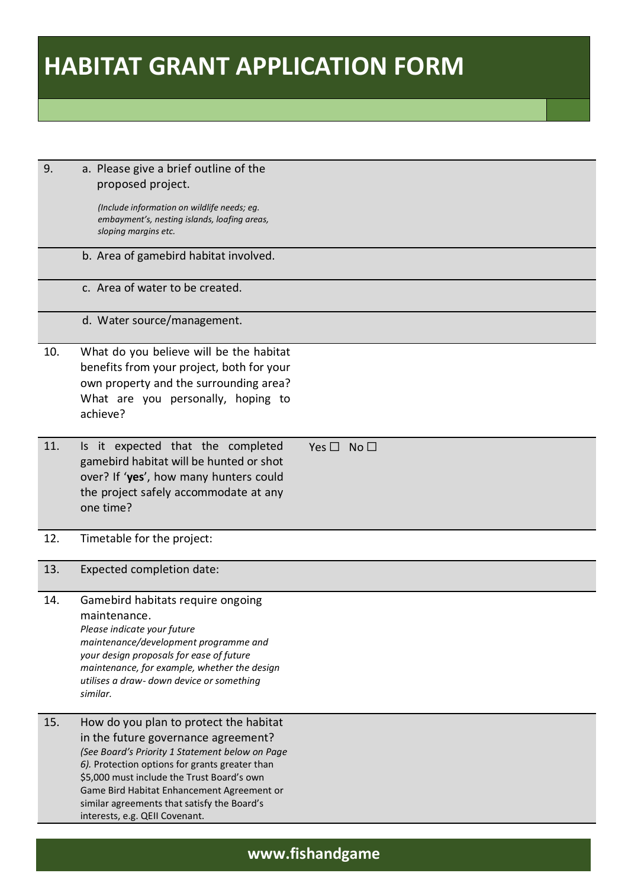# HABITAT GRANT APPLICATION FORM

| | | |
|---|---|---|
| 9. | a. Please give a brief outline of the proposed project. *(Include information on wildlife needs; eg. embayment's, nesting islands, loafing areas, sloping margins etc.* | |
| | b. Area of gamebird habitat involved. | |
| | c. Area of water to be created. | |
| | d. Water source/management. | |
| 10. | What do you believe will be the habitat benefits from your project, both for your own property and the surrounding area? What are you personally, hoping to achieve? | |
| 11. | Is it expected that the completed gamebird habitat will be hunted or shot over? If '**yes**', how many hunters could the project safely accommodate at any one time? | Yes ☐ No ☐ |
| 12. | Timetable for the project: | |
| 13. | Expected completion date: | |
| 14. | Gamebird habitats require ongoing maintenance. *Please indicate your future maintenance/development programme and your design proposals for ease of future maintenance, for example, whether the design utilises a draw- down device or something similar.* | |
| 15. | How do you plan to protect the habitat in the future governance agreement? *(See Board's Priority 1 Statement below on Page 6).* Protection options for grants greater than \$5,000 must include the Trust Board's own Game Bird Habitat Enhancement Agreement or similar agreements that satisfy the Board's interests, e.g. QEII Covenant. | |

**www.fishandgame**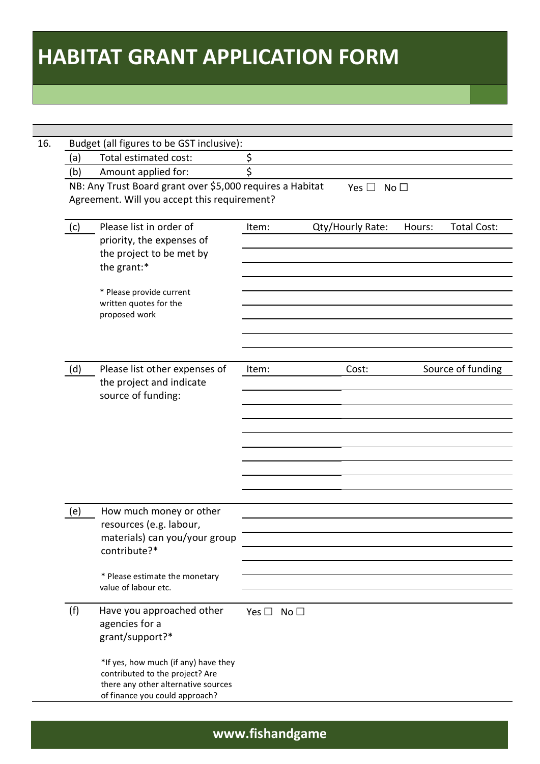# HABITAT GRANT APPLICATION FORM

16. Budget (all figures to be GST inclusive):

(a) Total estimated cost: $

(b) Amount applied for: $

NB: Any Trust Board grant over $5,000 requires a Habitat Agreement. Will you accept this requirement? Yes ☐ No ☐

(c) Please list in order of priority, the expenses of the project to be met by the grant:*

\* Please provide current written quotes for the proposed work

| Item: | Qty/Hourly Rate: | Hours: | Total Cost: |
|---|---|---|---|
| | | | |
| | | | |
| | | | |
| | | | |
| | | | |
| | | | |
| | | | |
| | | | |

(d) Please list other expenses of the project and indicate source of funding:

| Item: | Cost: | Source of funding |
|---|---|---|
| | | |
| | | |
| | | |
| | | |
| | | |
| | | |
| | | |
| | | |

(e) How much money or other resources (e.g. labour, materials) can you/your group contribute?*

\* Please estimate the monetary value of labour etc.

(f) Have you approached other agencies for a grant/support?* Yes ☐ No ☐

\*If yes, how much (if any) have they contributed to the project? Are there any other alternative sources of finance you could approach?

www.fishandgame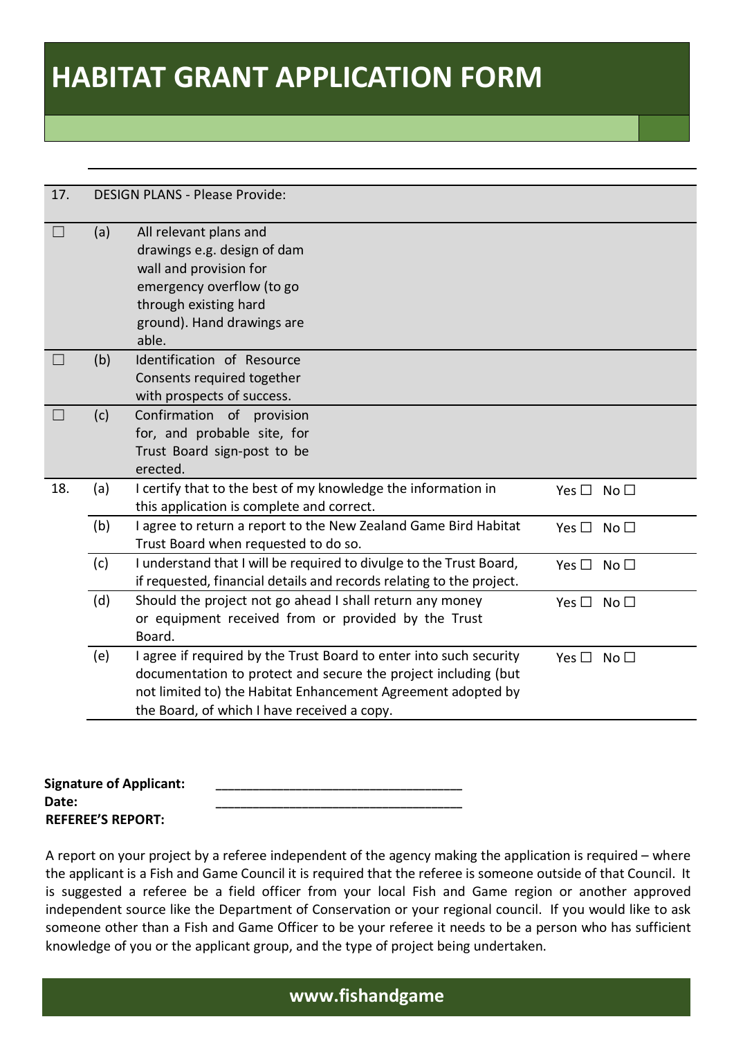# HABITAT GRANT APPLICATION FORM

| | | | |
|---|---|---|---|
| 17. | DESIGN PLANS - Please Provide: | | |
| ☐ | (a) | All relevant plans and drawings e.g. design of dam wall and provision for emergency overflow (to go through existing hard ground). Hand drawings are able. | |
| ☐ | (b) | Identification of Resource Consents required together with prospects of success. | |
| ☐ | (c) | Confirmation of provision for, and probable site, for Trust Board sign-post to be erected. | |
| 18. | (a) | I certify that to the best of my knowledge the information in this application is complete and correct. | Yes ☐ No ☐ |
| | (b) | I agree to return a report to the New Zealand Game Bird Habitat Trust Board when requested to do so. | Yes ☐ No ☐ |
| | (c) | I understand that I will be required to divulge to the Trust Board, if requested, financial details and records relating to the project. | Yes ☐ No ☐ |
| | (d) | Should the project not go ahead I shall return any money or equipment received from or provided by the Trust Board. | Yes ☐ No ☐ |
| | (e) | I agree if required by the Trust Board to enter into such security documentation to protect and secure the project including (but not limited to) the Habitat Enhancement Agreement adopted by the Board, of which I have received a copy. | Yes ☐ No ☐ |

**Signature of Applicant:** ___________________________________

**Date:** ___________________________________

**REFEREE'S REPORT:**

A report on your project by a referee independent of the agency making the application is required – where the applicant is a Fish and Game Council it is required that the referee is someone outside of that Council. It is suggested a referee be a field officer from your local Fish and Game region or another approved independent source like the Department of Conservation or your regional council. If you would like to ask someone other than a Fish and Game Officer to be your referee it needs to be a person who has sufficient knowledge of you or the applicant group, and the type of project being undertaken.

**www.fishandgame**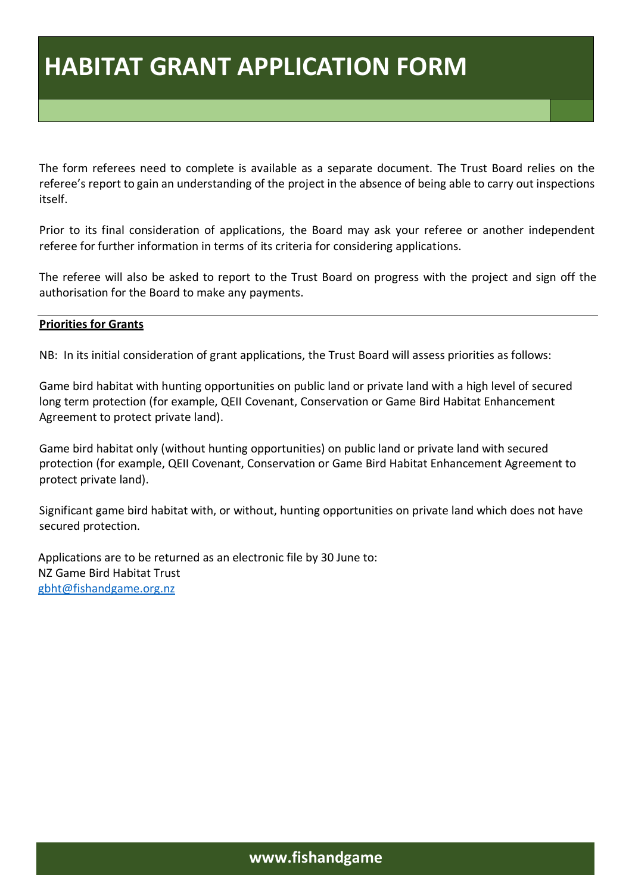# HABITAT GRANT APPLICATION FORM

The form referees need to complete is available as a separate document. The Trust Board relies on the referee's report to gain an understanding of the project in the absence of being able to carry out inspections itself.

Prior to its final consideration of applications, the Board may ask your referee or another independent referee for further information in terms of its criteria for considering applications.

The referee will also be asked to report to the Trust Board on progress with the project and sign off the authorisation for the Board to make any payments.

**Priorities for Grants**

NB: In its initial consideration of grant applications, the Trust Board will assess priorities as follows:

Game bird habitat with hunting opportunities on public land or private land with a high level of secured long term protection (for example, QEII Covenant, Conservation or Game Bird Habitat Enhancement Agreement to protect private land).

Game bird habitat only (without hunting opportunities) on public land or private land with secured protection (for example, QEII Covenant, Conservation or Game Bird Habitat Enhancement Agreement to protect private land).

Significant game bird habitat with, or without, hunting opportunities on private land which does not have secured protection.

Applications are to be returned as an electronic file by 30 June to:
NZ Game Bird Habitat Trust
gbht@fishandgame.org.nz